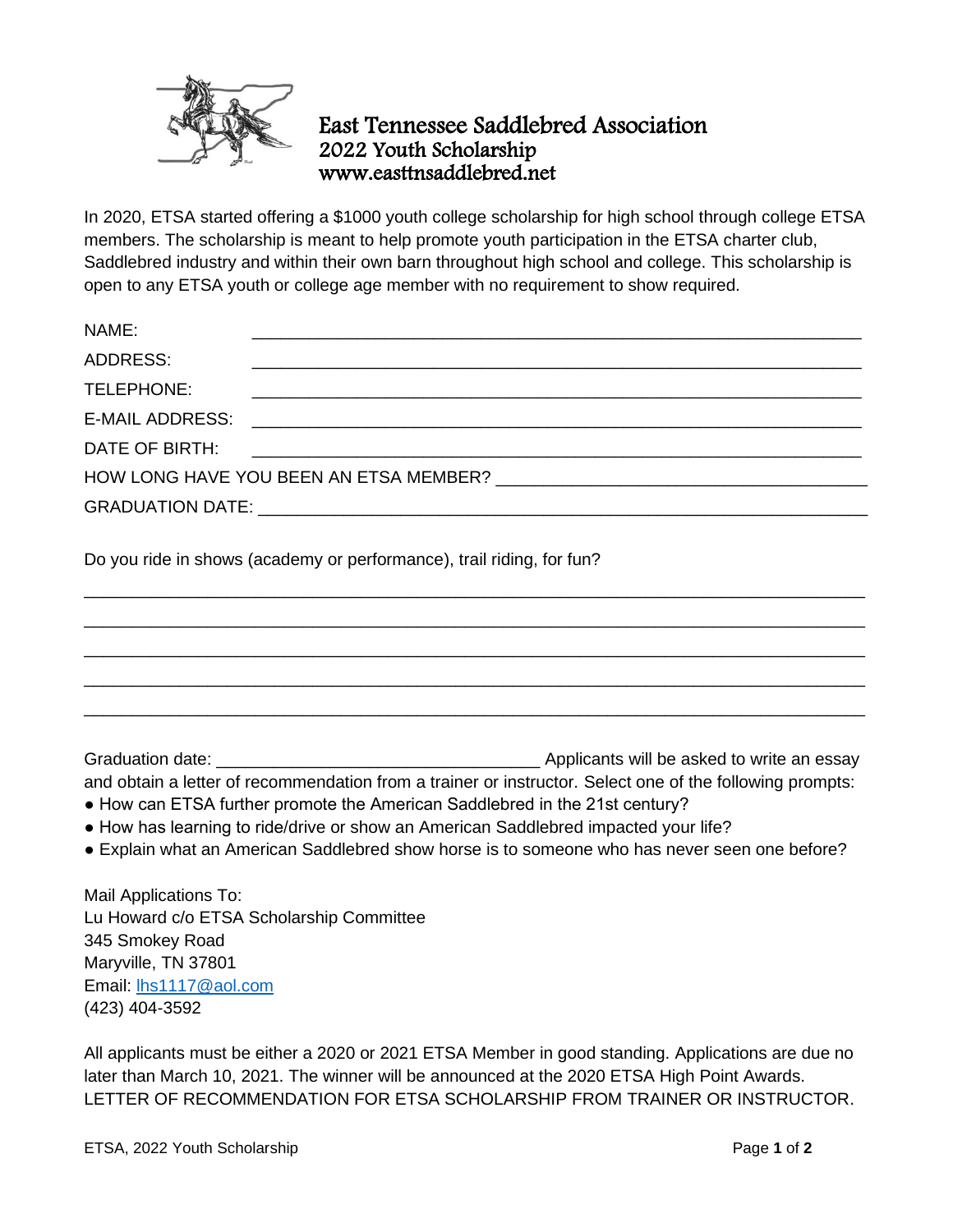# East Tennessee Saddlebred Association

## 2022 Youth Scholarship

www.easttnsaddlebred.net

In 2020, ETSA started offering a $1000 youth college scholarship for high school through college ETSA members. The scholarship is meant to help promote youth participation in the ETSA charter club, Saddlebred industry and within their own barn throughout high school and college. This scholarship is open to any ETSA youth or college age member with no requirement to show required.

NAME: ______________________________________________________________

ADDRESS: ______________________________________________________________

TELEPHONE: ______________________________________________________________

E-MAIL ADDRESS: ______________________________________________________________

DATE OF BIRTH: ______________________________________________________________

HOW LONG HAVE YOU BEEN AN ETSA MEMBER? ______________________________________

GRADUATION DATE: _________________________________________________________

Do you ride in shows (academy or performance), trail riding, for fun?

______________________________________________________________________________

______________________________________________________________________________

______________________________________________________________________________

______________________________________________________________________________

______________________________________________________________________________

Graduation date: _________________________________ Applicants will be asked to write an essay and obtain a letter of recommendation from a trainer or instructor. Select one of the following prompts:

- How can ETSA further promote the American Saddlebred in the 21st century?
- How has learning to ride/drive or show an American Saddlebred impacted your life?
- Explain what an American Saddlebred show horse is to someone who has never seen one before?

Mail Applications To:
Lu Howard c/o ETSA Scholarship Committee
345 Smokey Road
Maryville, TN 37801
Email: lhs1117@aol.com
(423) 404-3592

All applicants must be either a 2020 or 2021 ETSA Member in good standing. Applications are due no later than March 10, 2021. The winner will be announced at the 2020 ETSA High Point Awards.
LETTER OF RECOMMENDATION FOR ETSA SCHOLARSHIP FROM TRAINER OR INSTRUCTOR.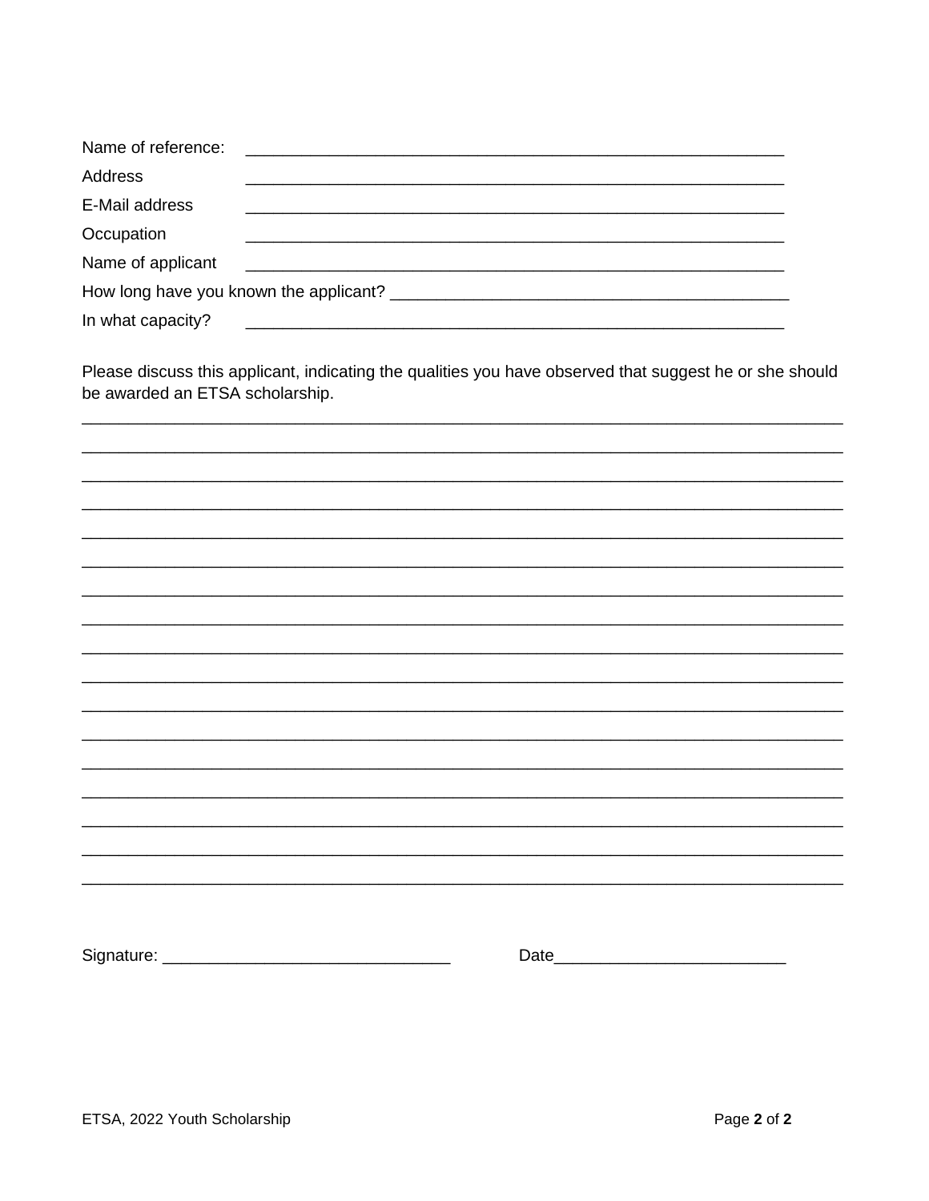Name of reference: ______________________________________________________________

Address ______________________________________________________________

E-Mail address ______________________________________________________________

Occupation ______________________________________________________________

Name of applicant ______________________________________________________________

How long have you known the applicant? ___________________________________________

In what capacity? ______________________________________________________________

Please discuss this applicant, indicating the qualities you have observed that suggest he or she should be awarded an ETSA scholarship.

_______________________________________________________________________________

_______________________________________________________________________________

_______________________________________________________________________________

_______________________________________________________________________________

_______________________________________________________________________________

_______________________________________________________________________________

_______________________________________________________________________________

_______________________________________________________________________________

_______________________________________________________________________________

_______________________________________________________________________________

_______________________________________________________________________________

_______________________________________________________________________________

_______________________________________________________________________________

_______________________________________________________________________________

_______________________________________________________________________________

_______________________________________________________________________________

_______________________________________________________________________________

Signature: ______________________________ Date________________________

ETSA, 2022 Youth Scholarship